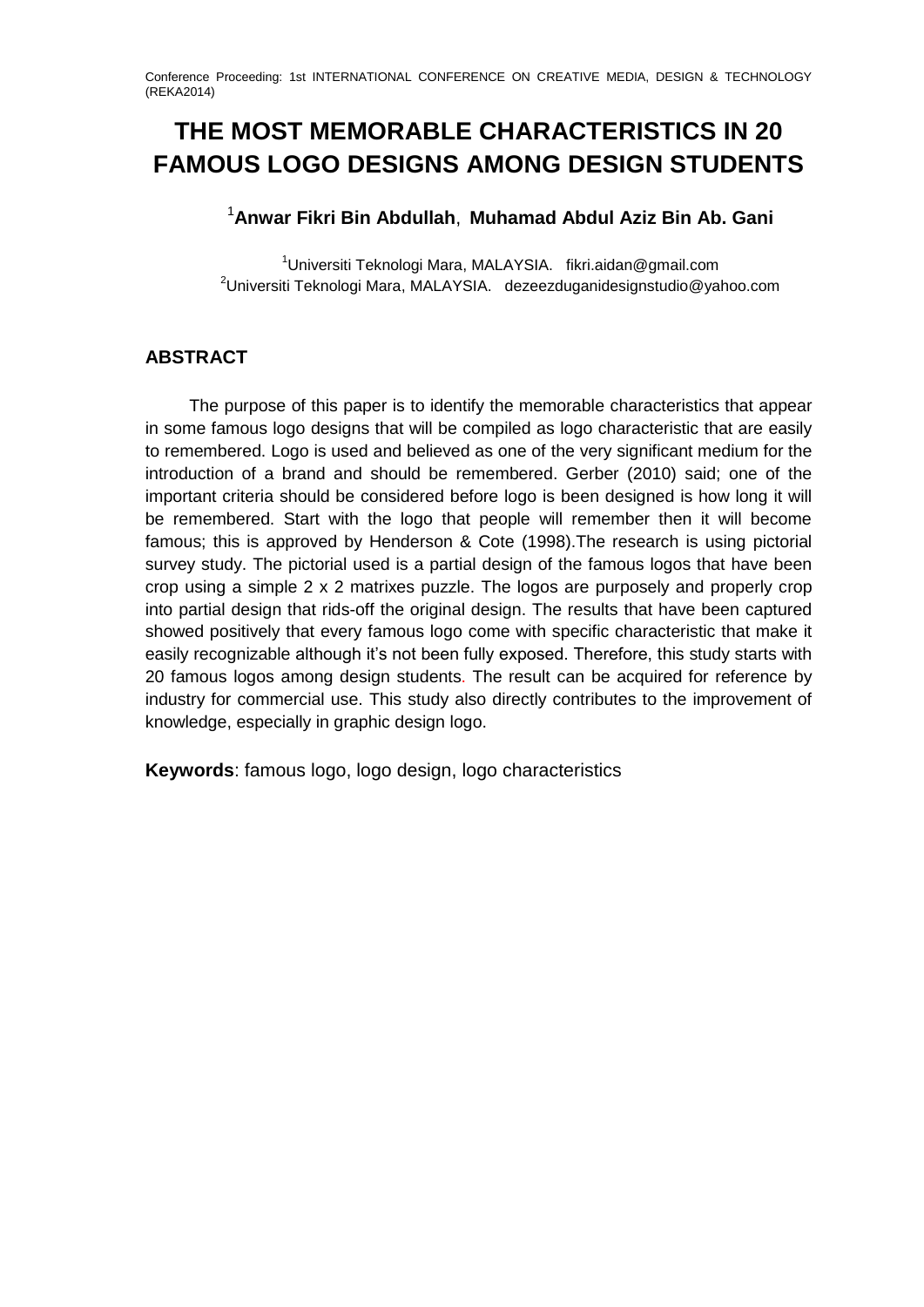# THE MOST MEMORABLE CHARACTERISTICS IN 20 FAMOUS LOGO DESIGNS AMONG DESIGN STUDENTS

[1]**Anwar Fikri Bin Abdullah**, **Muhamad Abdul Aziz Bin Ab. Gani**

[1]Universiti Teknologi Mara, MALAYSIA. fikri.aidan@gmail.com
[2]Universiti Teknologi Mara, MALAYSIA. dezeezduganidesignstudio@yahoo.com

## ABSTRACT

The purpose of this paper is to identify the memorable characteristics that appear in some famous logo designs that will be compiled as logo characteristic that are easily to remembered. Logo is used and believed as one of the very significant medium for the introduction of a brand and should be remembered. Gerber (2010) said; one of the important criteria should be considered before logo is been designed is how long it will be remembered. Start with the logo that people will remember then it will become famous; this is approved by Henderson & Cote (1998).The research is using pictorial survey study. The pictorial used is a partial design of the famous logos that have been crop using a simple 2 x 2 matrixes puzzle. The logos are purposely and properly crop into partial design that rids-off the original design. The results that have been captured showed positively that every famous logo come with specific characteristic that make it easily recognizable although it's not been fully exposed. Therefore, this study starts with 20 famous logos among design students. The result can be acquired for reference by industry for commercial use. This study also directly contributes to the improvement of knowledge, especially in graphic design logo.

**Keywords**: famous logo, logo design, logo characteristics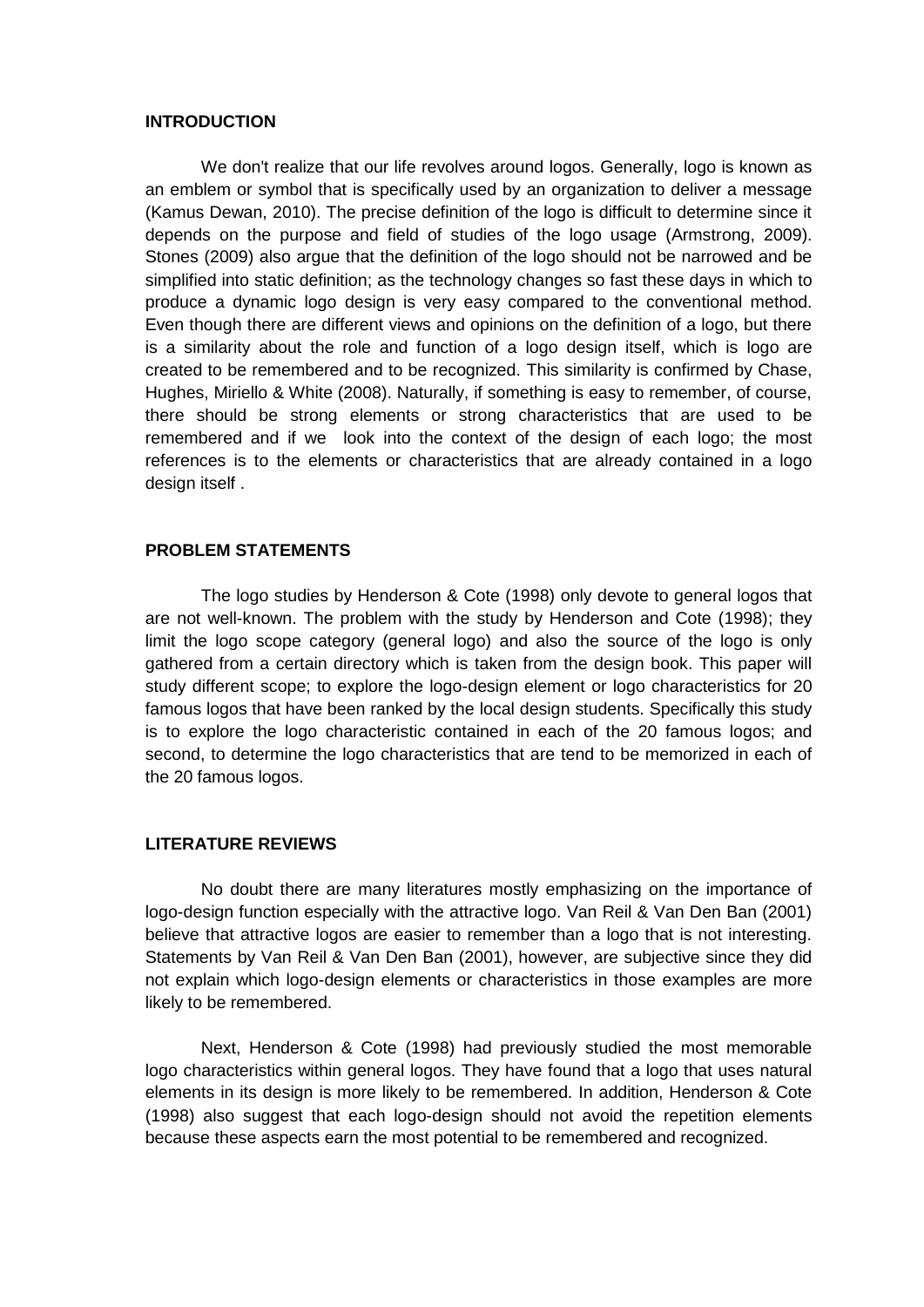## INTRODUCTION

We don't realize that our life revolves around logos. Generally, logo is known as an emblem or symbol that is specifically used by an organization to deliver a message (Kamus Dewan, 2010). The precise definition of the logo is difficult to determine since it depends on the purpose and field of studies of the logo usage (Armstrong, 2009). Stones (2009) also argue that the definition of the logo should not be narrowed and be simplified into static definition; as the technology changes so fast these days in which to produce a dynamic logo design is very easy compared to the conventional method. Even though there are different views and opinions on the definition of a logo, but there is a similarity about the role and function of a logo design itself, which is logo are created to be remembered and to be recognized. This similarity is confirmed by Chase, Hughes, Miriello & White (2008). Naturally, if something is easy to remember, of course, there should be strong elements or strong characteristics that are used to be remembered and if we look into the context of the design of each logo; the most references is to the elements or characteristics that are already contained in a logo design itself .

## PROBLEM STATEMENTS

The logo studies by Henderson & Cote (1998) only devote to general logos that are not well-known. The problem with the study by Henderson and Cote (1998); they limit the logo scope category (general logo) and also the source of the logo is only gathered from a certain directory which is taken from the design book. This paper will study different scope; to explore the logo-design element or logo characteristics for 20 famous logos that have been ranked by the local design students. Specifically this study is to explore the logo characteristic contained in each of the 20 famous logos; and second, to determine the logo characteristics that are tend to be memorized in each of the 20 famous logos.

## LITERATURE REVIEWS

No doubt there are many literatures mostly emphasizing on the importance of logo-design function especially with the attractive logo. Van Reil & Van Den Ban (2001) believe that attractive logos are easier to remember than a logo that is not interesting. Statements by Van Reil & Van Den Ban (2001), however, are subjective since they did not explain which logo-design elements or characteristics in those examples are more likely to be remembered.

Next, Henderson & Cote (1998) had previously studied the most memorable logo characteristics within general logos. They have found that a logo that uses natural elements in its design is more likely to be remembered. In addition, Henderson & Cote (1998) also suggest that each logo-design should not avoid the repetition elements because these aspects earn the most potential to be remembered and recognized.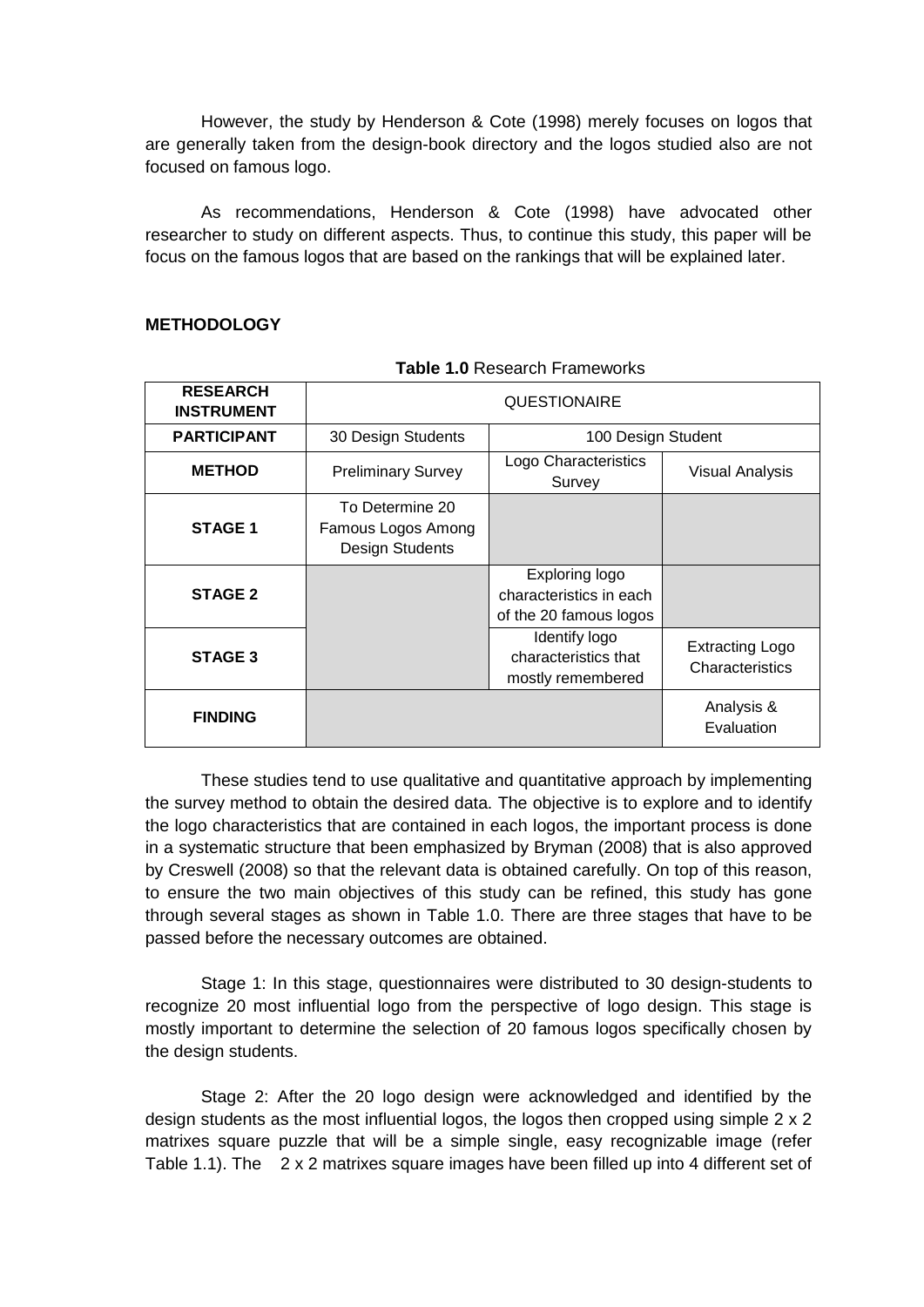However, the study by Henderson & Cote (1998) merely focuses on logos that are generally taken from the design-book directory and the logos studied also are not focused on famous logo.

As recommendations, Henderson & Cote (1998) have advocated other researcher to study on different aspects. Thus, to continue this study, this paper will be focus on the famous logos that are based on the rankings that will be explained later.

## METHODOLOGY

**Table 1.0** Research Frameworks

| **RESEARCH INSTRUMENT** | QUESTIONAIRE | | |
|---|---|---|---|
| **PARTICIPANT** | 30 Design Students | 100 Design Student | |
| **METHOD** | Preliminary Survey | Logo Characteristics Survey | Visual Analysis |
| **STAGE 1** | To Determine 20 Famous Logos Among Design Students | | |
| **STAGE 2** | | Exploring logo characteristics in each of the 20 famous logos | |
| **STAGE 3** | | Identify logo characteristics that mostly remembered | Extracting Logo Characteristics |
| **FINDING** | | | Analysis & Evaluation |

These studies tend to use qualitative and quantitative approach by implementing the survey method to obtain the desired data. The objective is to explore and to identify the logo characteristics that are contained in each logos, the important process is done in a systematic structure that been emphasized by Bryman (2008) that is also approved by Creswell (2008) so that the relevant data is obtained carefully. On top of this reason, to ensure the two main objectives of this study can be refined, this study has gone through several stages as shown in Table 1.0. There are three stages that have to be passed before the necessary outcomes are obtained.

Stage 1: In this stage, questionnaires were distributed to 30 design-students to recognize 20 most influential logo from the perspective of logo design. This stage is mostly important to determine the selection of 20 famous logos specifically chosen by the design students.

Stage 2: After the 20 logo design were acknowledged and identified by the design students as the most influential logos, the logos then cropped using simple 2 x 2 matrixes square puzzle that will be a simple single, easy recognizable image (refer Table 1.1). The 2 x 2 matrixes square images have been filled up into 4 different set of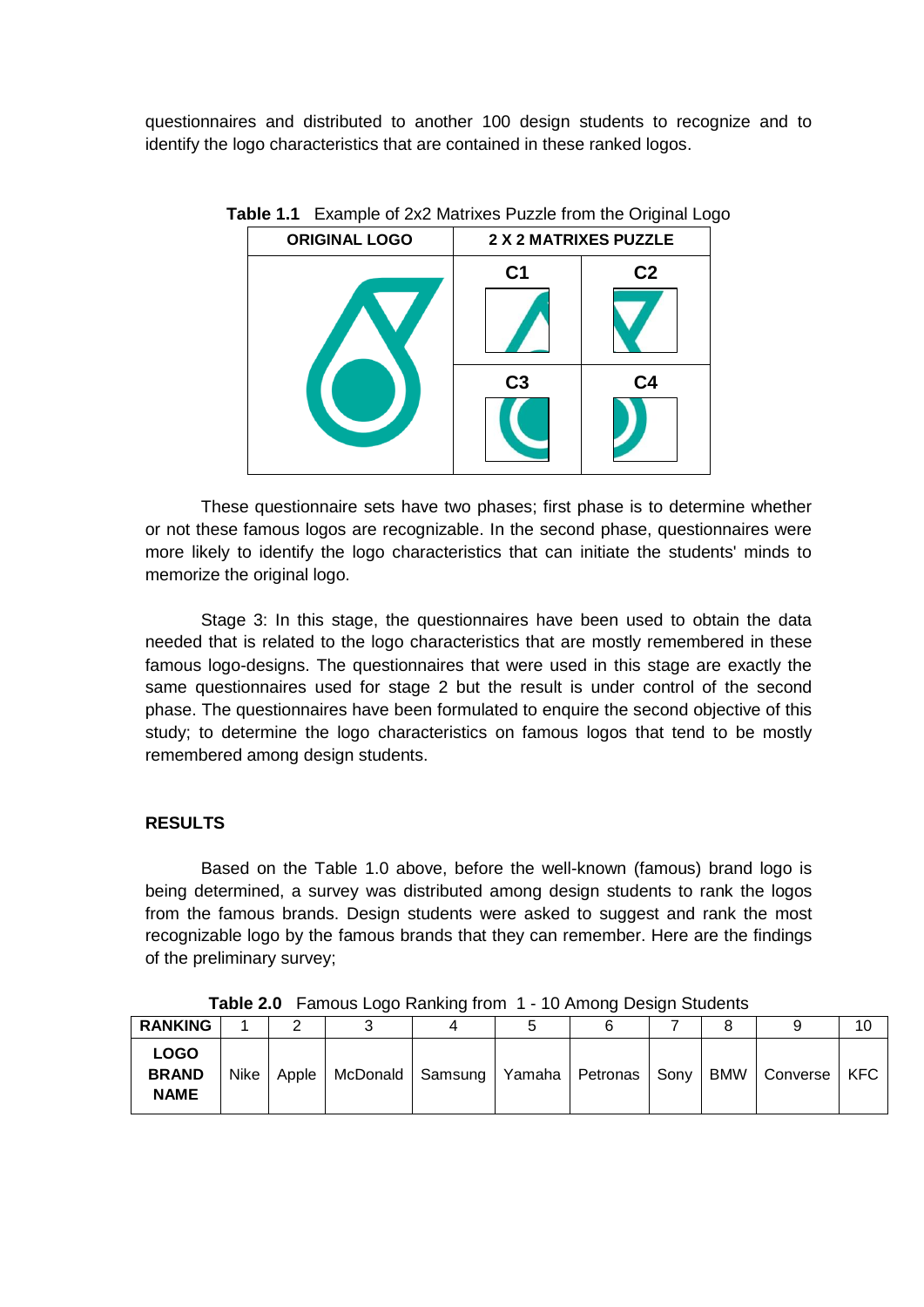questionnaires and distributed to another 100 design students to recognize and to identify the logo characteristics that are contained in these ranked logos.

**Table 1.1** Example of 2x2 Matrixes Puzzle from the Original Logo

| ORIGINAL LOGO | 2 X 2 MATRIXES PUZZLE | |
|---|---|---|
| | C1 | C2 |
| | C3 | C4 |

These questionnaire sets have two phases; first phase is to determine whether or not these famous logos are recognizable. In the second phase, questionnaires were more likely to identify the logo characteristics that can initiate the students' minds to memorize the original logo.

Stage 3: In this stage, the questionnaires have been used to obtain the data needed that is related to the logo characteristics that are mostly remembered in these famous logo-designs. The questionnaires that were used in this stage are exactly the same questionnaires used for stage 2 but the result is under control of the second phase. The questionnaires have been formulated to enquire the second objective of this study; to determine the logo characteristics on famous logos that tend to be mostly remembered among design students.

## RESULTS

Based on the Table 1.0 above, before the well-known (famous) brand logo is being determined, a survey was distributed among design students to rank the logos from the famous brands. Design students were asked to suggest and rank the most recognizable logo by the famous brands that they can remember. Here are the findings of the preliminary survey;

**Table 2.0** Famous Logo Ranking from 1 - 10 Among Design Students

| RANKING | 1 | 2 | 3 | 4 | 5 | 6 | 7 | 8 | 9 | 10 |
|---|---|---|---|---|---|---|---|---|---|---|
| **LOGO BRAND NAME** | Nike | Apple | McDonald | Samsung | Yamaha | Petronas | Sony | BMW | Converse | KFC |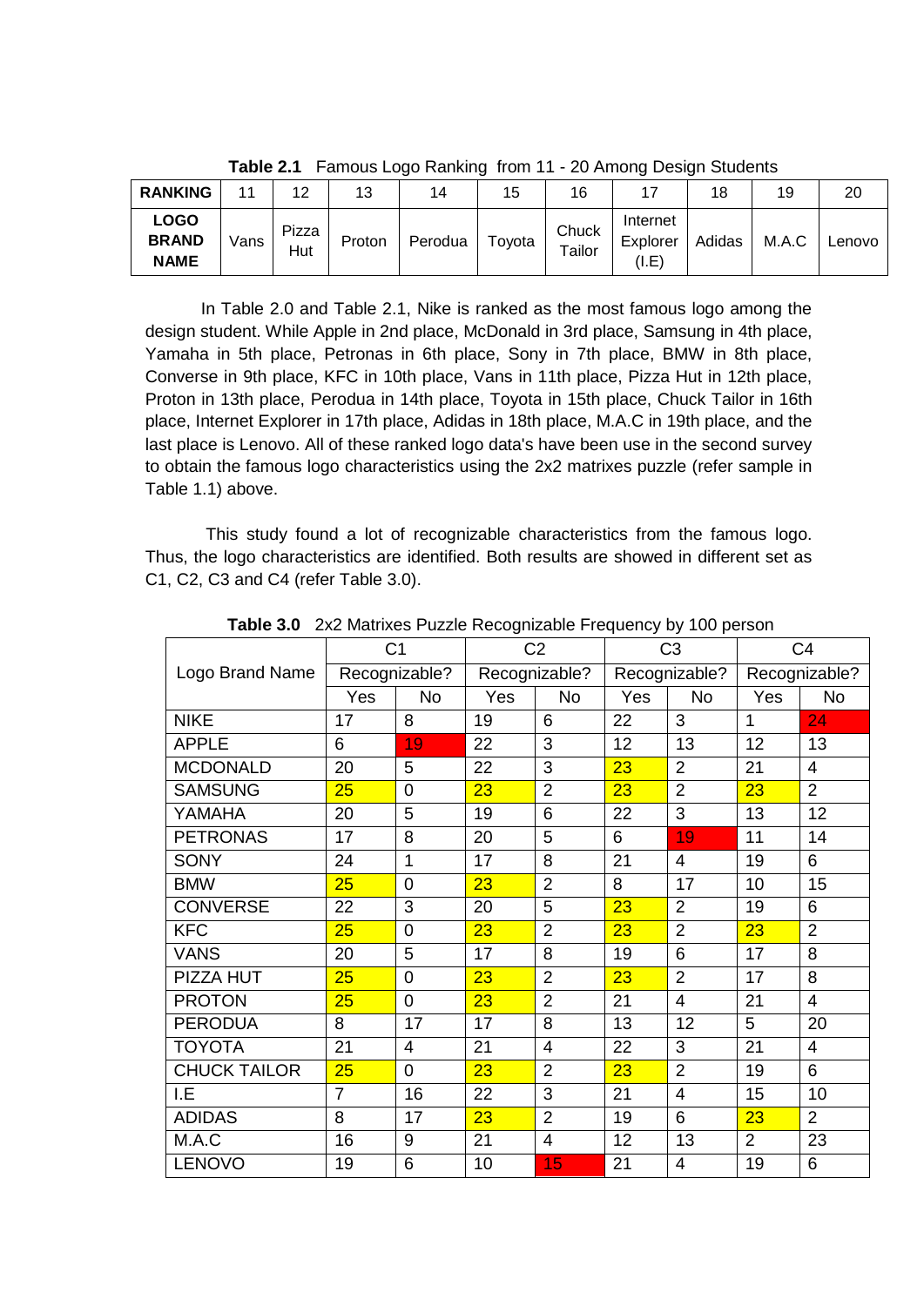**Table 2.1** Famous Logo Ranking from 11 - 20 Among Design Students

| RANKING | 11 | 12 | 13 | 14 | 15 | 16 | 17 | 18 | 19 | 20 |
|---|---|---|---|---|---|---|---|---|---|---|
| **LOGO BRAND NAME** | Vans | Pizza Hut | Proton | Perodua | Toyota | Chuck Tailor | Internet Explorer (I.E) | Adidas | M.A.C | Lenovo |

In Table 2.0 and Table 2.1, Nike is ranked as the most famous logo among the design student. While Apple in 2nd place, McDonald in 3rd place, Samsung in 4th place, Yamaha in 5th place, Petronas in 6th place, Sony in 7th place, BMW in 8th place, Converse in 9th place, KFC in 10th place, Vans in 11th place, Pizza Hut in 12th place, Proton in 13th place, Perodua in 14th place, Toyota in 15th place, Chuck Tailor in 16th place, Internet Explorer in 17th place, Adidas in 18th place, M.A.C in 19th place, and the last place is Lenovo. All of these ranked logo data's have been use in the second survey to obtain the famous logo characteristics using the 2x2 matrixes puzzle (refer sample in Table 1.1) above.

This study found a lot of recognizable characteristics from the famous logo. Thus, the logo characteristics are identified. Both results are showed in different set as C1, C2, C3 and C4 (refer Table 3.0).

**Table 3.0** 2x2 Matrixes Puzzle Recognizable Frequency by 100 person

| Logo Brand Name | C1 | | C2 | | C3 | | C4 | |
|---|---|---|---|---|---|---|---|---|
| | Recognizable? | | Recognizable? | | Recognizable? | | Recognizable? | |
| | Yes | No | Yes | No | Yes | No | Yes | No |
| NIKE | 17 | 8 | 19 | 6 | 22 | 3 | 1 | 24 |
| APPLE | 6 | 19 | 22 | 3 | 12 | 13 | 12 | 13 |
| MCDONALD | 20 | 5 | 22 | 3 | 23 | 2 | 21 | 4 |
| SAMSUNG | 25 | 0 | 23 | 2 | 23 | 2 | 23 | 2 |
| YAMAHA | 20 | 5 | 19 | 6 | 22 | 3 | 13 | 12 |
| PETRONAS | 17 | 8 | 20 | 5 | 6 | 19 | 11 | 14 |
| SONY | 24 | 1 | 17 | 8 | 21 | 4 | 19 | 6 |
| BMW | 25 | 0 | 23 | 2 | 8 | 17 | 10 | 15 |
| CONVERSE | 22 | 3 | 20 | 5 | 23 | 2 | 19 | 6 |
| KFC | 25 | 0 | 23 | 2 | 23 | 2 | 23 | 2 |
| VANS | 20 | 5 | 17 | 8 | 19 | 6 | 17 | 8 |
| PIZZA HUT | 25 | 0 | 23 | 2 | 23 | 2 | 17 | 8 |
| PROTON | 25 | 0 | 23 | 2 | 21 | 4 | 21 | 4 |
| PERODUA | 8 | 17 | 17 | 8 | 13 | 12 | 5 | 20 |
| TOYOTA | 21 | 4 | 21 | 4 | 22 | 3 | 21 | 4 |
| CHUCK TAILOR | 25 | 0 | 23 | 2 | 23 | 2 | 19 | 6 |
| I.E | 7 | 16 | 22 | 3 | 21 | 4 | 15 | 10 |
| ADIDAS | 8 | 17 | 23 | 2 | 19 | 6 | 23 | 2 |
| M.A.C | 16 | 9 | 21 | 4 | 12 | 13 | 2 | 23 |
| LENOVO | 19 | 6 | 10 | 15 | 21 | 4 | 19 | 6 |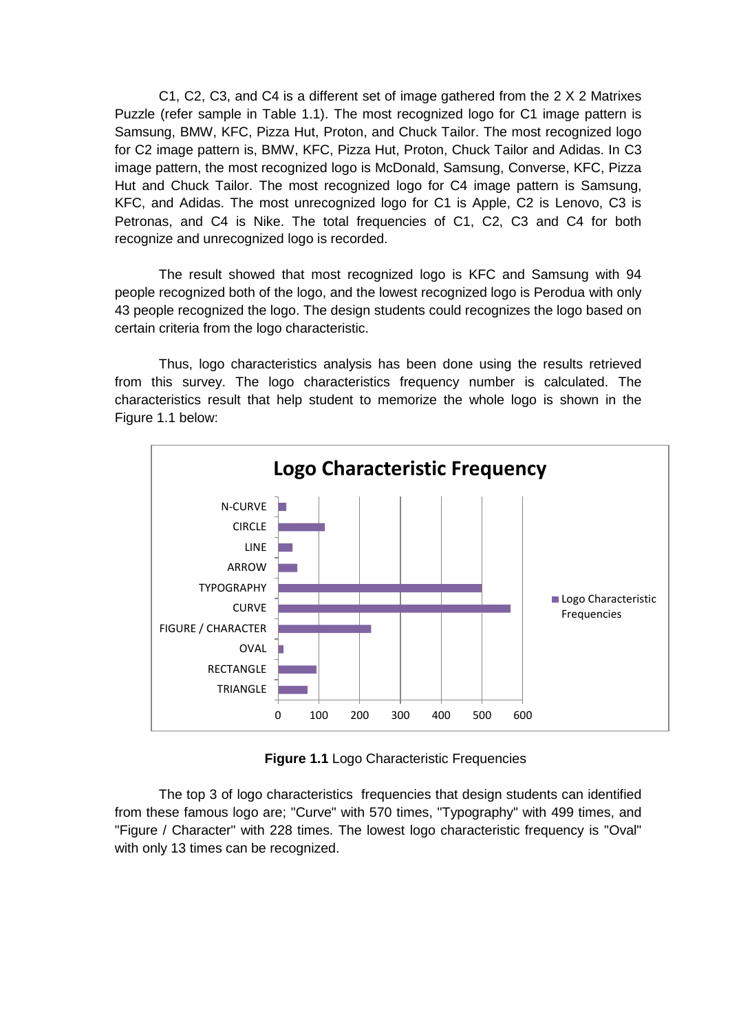C1, C2, C3, and C4 is a different set of image gathered from the 2 X 2 Matrixes Puzzle (refer sample in Table 1.1). The most recognized logo for C1 image pattern is Samsung, BMW, KFC, Pizza Hut, Proton, and Chuck Tailor. The most recognized logo for C2 image pattern is, BMW, KFC, Pizza Hut, Proton, Chuck Tailor and Adidas. In C3 image pattern, the most recognized logo is McDonald, Samsung, Converse, KFC, Pizza Hut and Chuck Tailor. The most recognized logo for C4 image pattern is Samsung, KFC, and Adidas. The most unrecognized logo for C1 is Apple, C2 is Lenovo, C3 is Petronas, and C4 is Nike. The total frequencies of C1, C2, C3 and C4 for both recognize and unrecognized logo is recorded.

The result showed that most recognized logo is KFC and Samsung with 94 people recognized both of the logo, and the lowest recognized logo is Perodua with only 43 people recognized the logo. The design students could recognizes the logo based on certain criteria from the logo characteristic.

Thus, logo characteristics analysis has been done using the results retrieved from this survey. The logo characteristics frequency number is calculated. The characteristics result that help student to memorize the whole logo is shown in the Figure 1.1 below:

**Figure 1.1** Logo Characteristic Frequencies

The top 3 of logo characteristics frequencies that design students can identified from these famous logo are; "Curve" with 570 times, "Typography" with 499 times, and "Figure / Character" with 228 times. The lowest logo characteristic frequency is "Oval" with only 13 times can be recognized.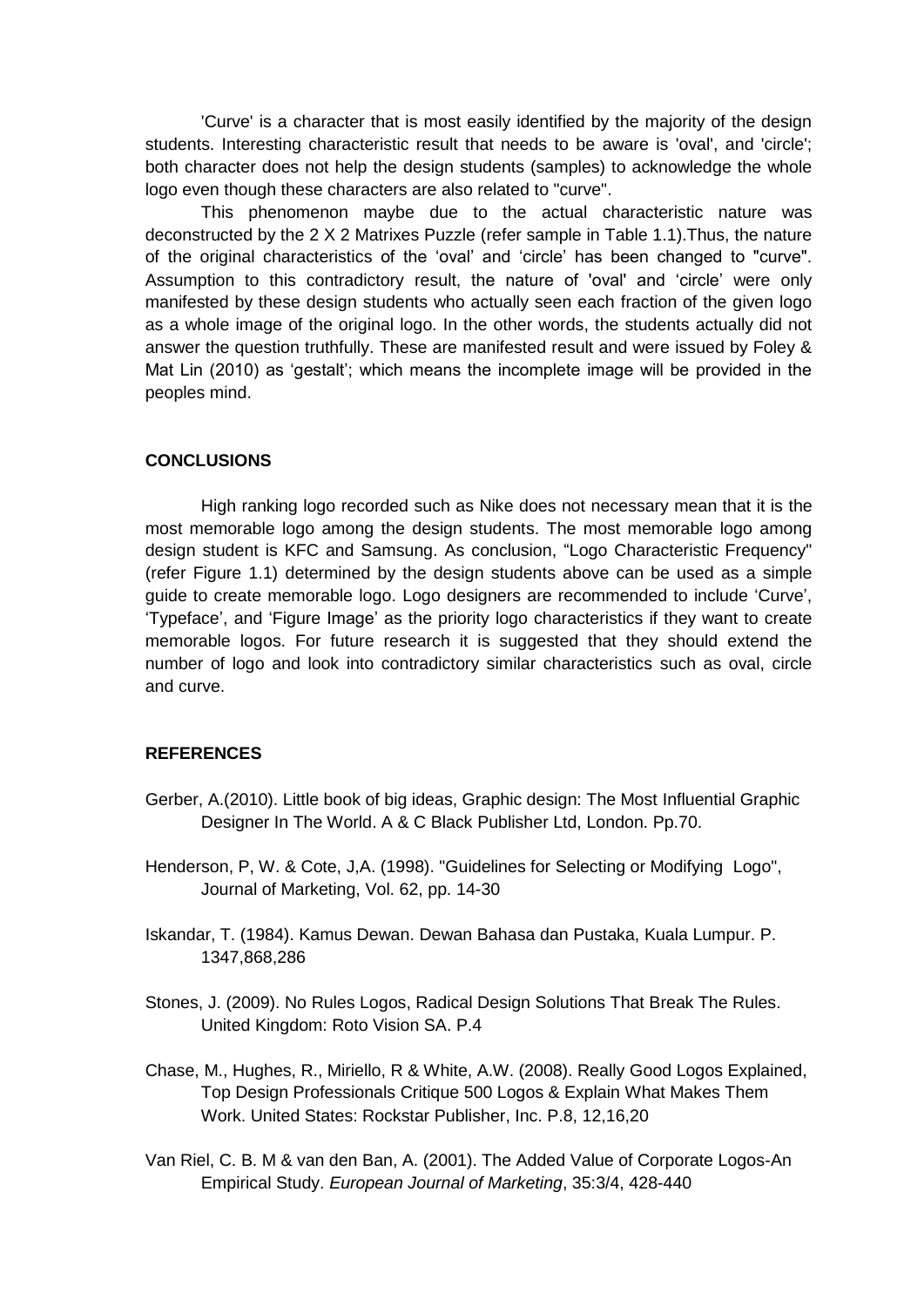'Curve' is a character that is most easily identified by the majority of the design students. Interesting characteristic result that needs to be aware is 'oval', and 'circle'; both character does not help the design students (samples) to acknowledge the whole logo even though these characters are also related to "curve".

This phenomenon maybe due to the actual characteristic nature was deconstructed by the 2 X 2 Matrixes Puzzle (refer sample in Table 1.1).Thus, the nature of the original characteristics of the 'oval' and 'circle' has been changed to "curve". Assumption to this contradictory result, the nature of 'oval' and 'circle' were only manifested by these design students who actually seen each fraction of the given logo as a whole image of the original logo. In the other words, the students actually did not answer the question truthfully. These are manifested result and were issued by Foley & Mat Lin (2010) as 'gestalt'; which means the incomplete image will be provided in the peoples mind.

## CONCLUSIONS

High ranking logo recorded such as Nike does not necessary mean that it is the most memorable logo among the design students. The most memorable logo among design student is KFC and Samsung. As conclusion, "Logo Characteristic Frequency" (refer Figure 1.1) determined by the design students above can be used as a simple guide to create memorable logo. Logo designers are recommended to include 'Curve', 'Typeface', and 'Figure Image' as the priority logo characteristics if they want to create memorable logos. For future research it is suggested that they should extend the number of logo and look into contradictory similar characteristics such as oval, circle and curve.

## REFERENCES

Gerber, A.(2010). Little book of big ideas, Graphic design: The Most Influential Graphic Designer In The World. A & C Black Publisher Ltd, London. Pp.70.

Henderson, P, W. & Cote, J,A. (1998). "Guidelines for Selecting or Modifying Logo", Journal of Marketing, Vol. 62, pp. 14-30

Iskandar, T. (1984). Kamus Dewan. Dewan Bahasa dan Pustaka, Kuala Lumpur. P. 1347,868,286

Stones, J. (2009). No Rules Logos, Radical Design Solutions That Break The Rules. United Kingdom: Roto Vision SA. P.4

Chase, M., Hughes, R., Miriello, R & White, A.W. (2008). Really Good Logos Explained, Top Design Professionals Critique 500 Logos & Explain What Makes Them Work. United States: Rockstar Publisher, Inc. P.8, 12,16,20

Van Riel, C. B. M & van den Ban, A. (2001). The Added Value of Corporate Logos-An Empirical Study. *European Journal of Marketing*, 35:3/4, 428-440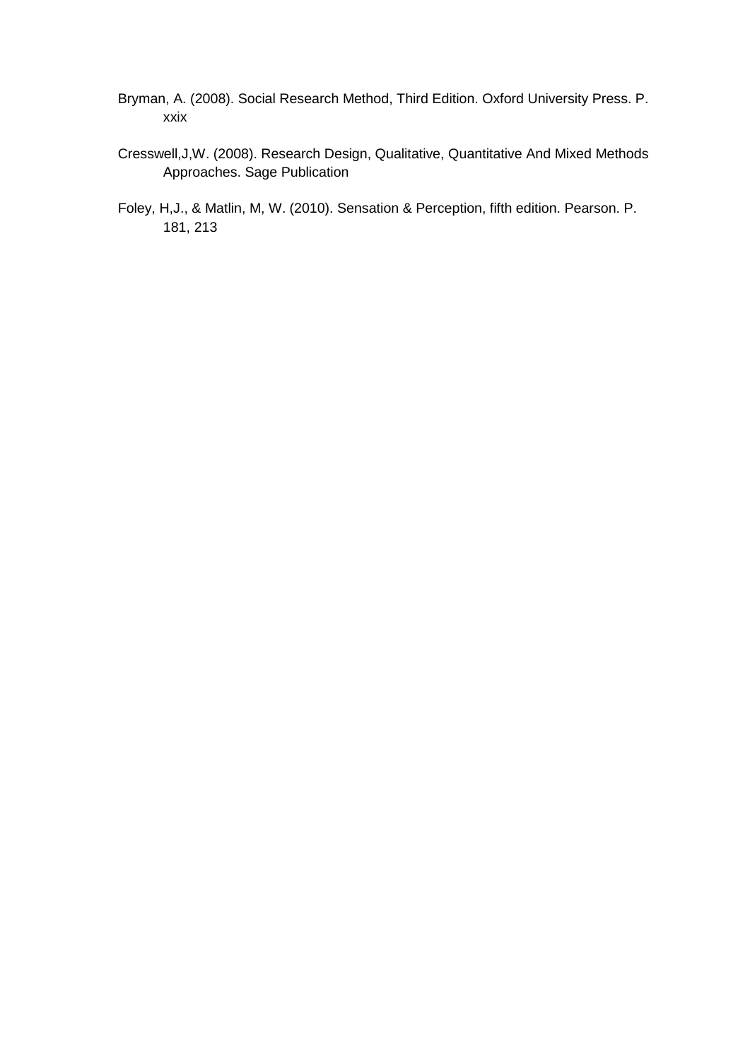Bryman, A. (2008). Social Research Method, Third Edition. Oxford University Press. P. xxix

Cresswell,J,W. (2008). Research Design, Qualitative, Quantitative And Mixed Methods Approaches. Sage Publication

Foley, H,J., & Matlin, M, W. (2010). Sensation & Perception, fifth edition. Pearson. P. 181, 213